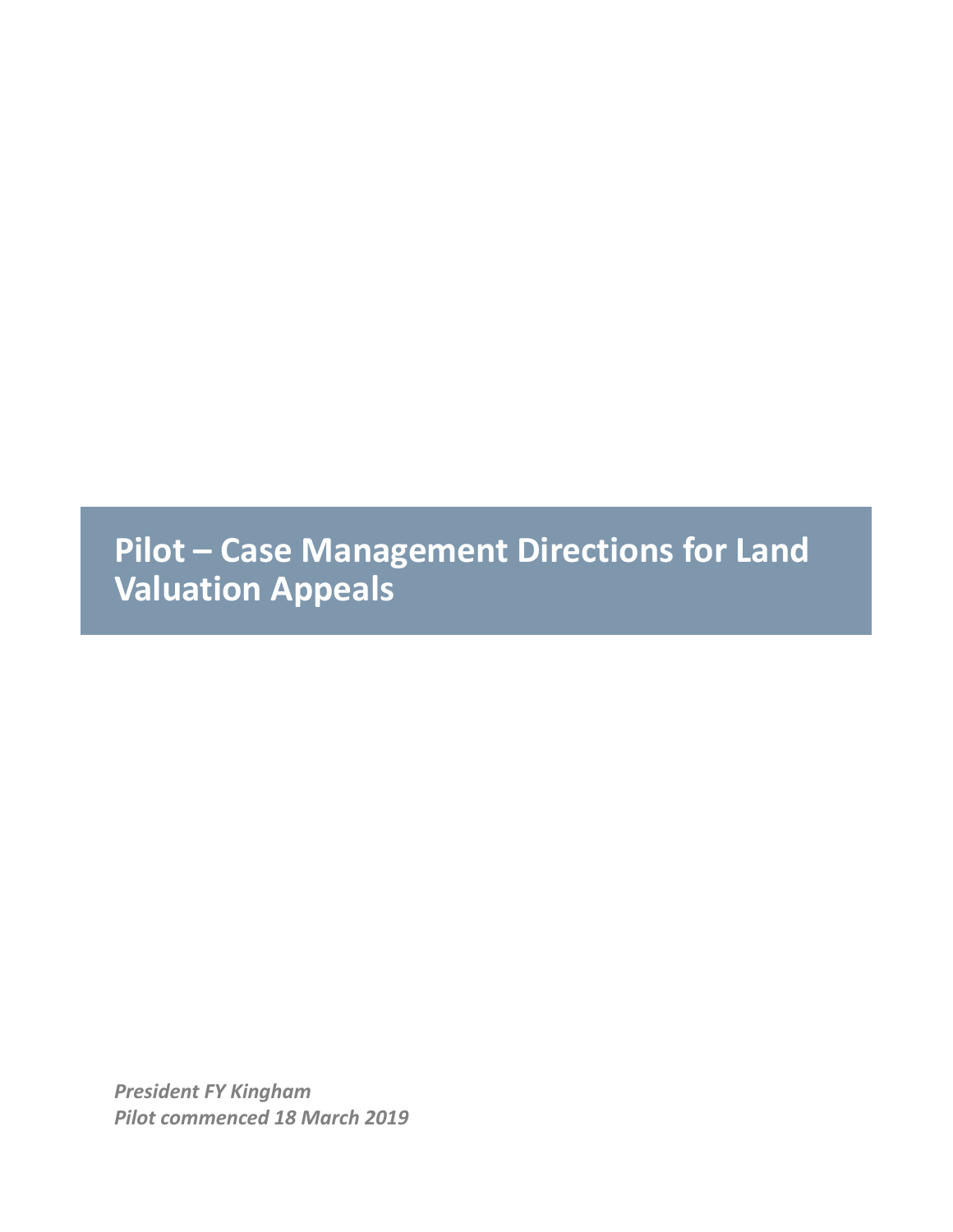# Pilot – Case Management Directions for Land Valuation Appeals

***President FY Kingham***
***Pilot commenced 18 March 2019***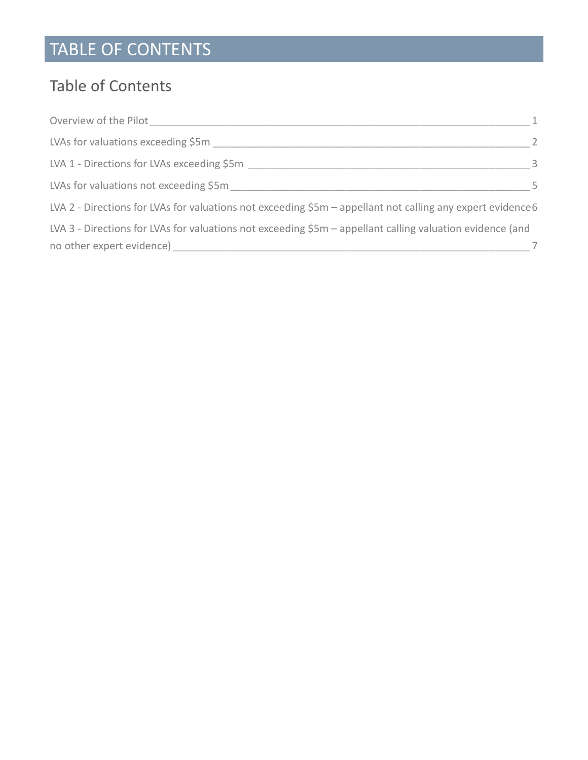# TABLE OF CONTENTS

## Table of Contents

Overview of the Pilot ____ 1

LVAs for valuations exceeding $5m ____ 2

LVA 1 - Directions for LVAs exceeding $5m ____ 3

LVAs for valuations not exceeding $5m ____ 5

LVA 2 - Directions for LVAs for valuations not exceeding $5m – appellant not calling any expert evidence 6

LVA 3 - Directions for LVAs for valuations not exceeding $5m – appellant calling valuation evidence (and no other expert evidence) ____ 7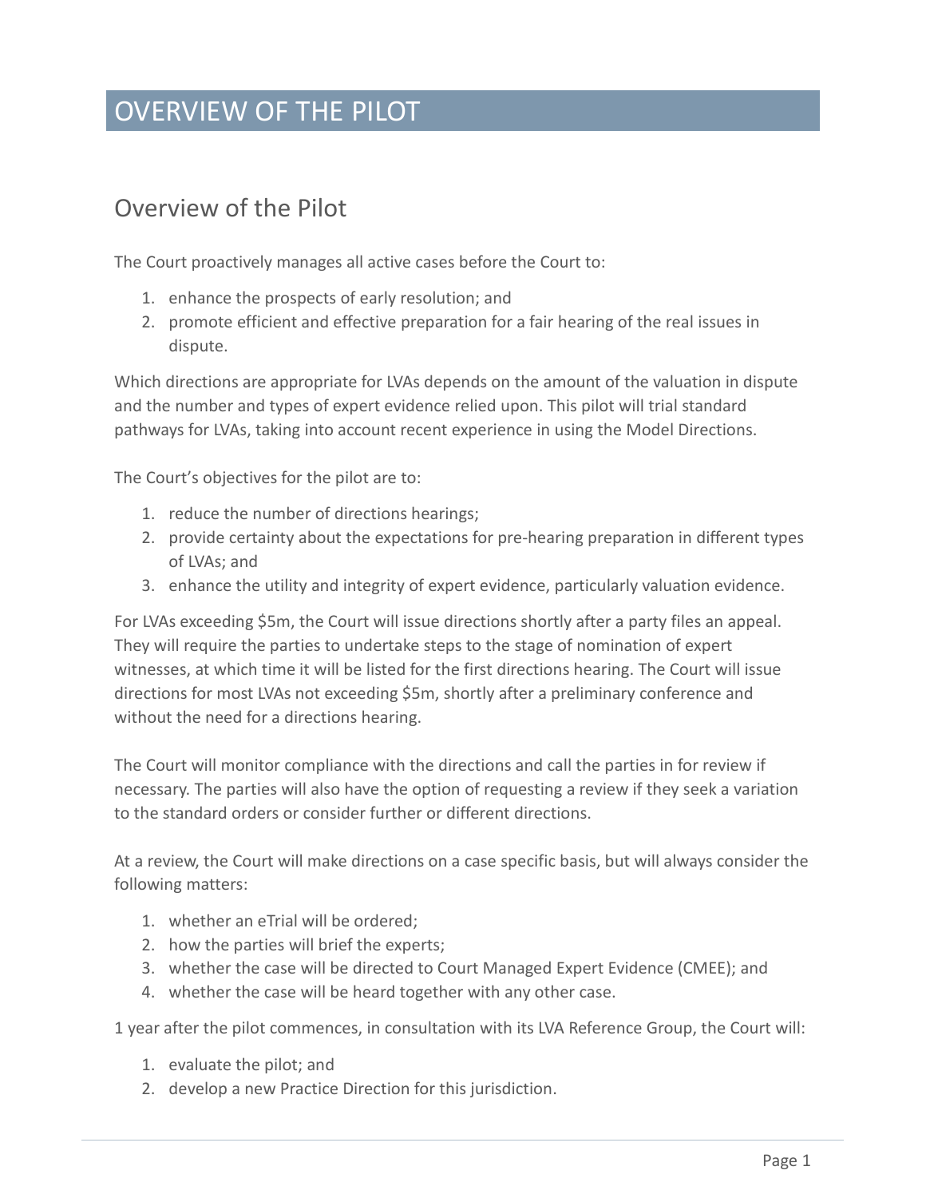# OVERVIEW OF THE PILOT

## Overview of the Pilot

The Court proactively manages all active cases before the Court to:

1. enhance the prospects of early resolution; and
2. promote efficient and effective preparation for a fair hearing of the real issues in dispute.

Which directions are appropriate for LVAs depends on the amount of the valuation in dispute and the number and types of expert evidence relied upon. This pilot will trial standard pathways for LVAs, taking into account recent experience in using the Model Directions.

The Court's objectives for the pilot are to:

1. reduce the number of directions hearings;
2. provide certainty about the expectations for pre-hearing preparation in different types of LVAs; and
3. enhance the utility and integrity of expert evidence, particularly valuation evidence.

For LVAs exceeding $5m, the Court will issue directions shortly after a party files an appeal. They will require the parties to undertake steps to the stage of nomination of expert witnesses, at which time it will be listed for the first directions hearing. The Court will issue directions for most LVAs not exceeding $5m, shortly after a preliminary conference and without the need for a directions hearing.

The Court will monitor compliance with the directions and call the parties in for review if necessary. The parties will also have the option of requesting a review if they seek a variation to the standard orders or consider further or different directions.

At a review, the Court will make directions on a case specific basis, but will always consider the following matters:

1. whether an eTrial will be ordered;
2. how the parties will brief the experts;
3. whether the case will be directed to Court Managed Expert Evidence (CMEE); and
4. whether the case will be heard together with any other case.

1 year after the pilot commences, in consultation with its LVA Reference Group, the Court will:

1. evaluate the pilot; and
2. develop a new Practice Direction for this jurisdiction.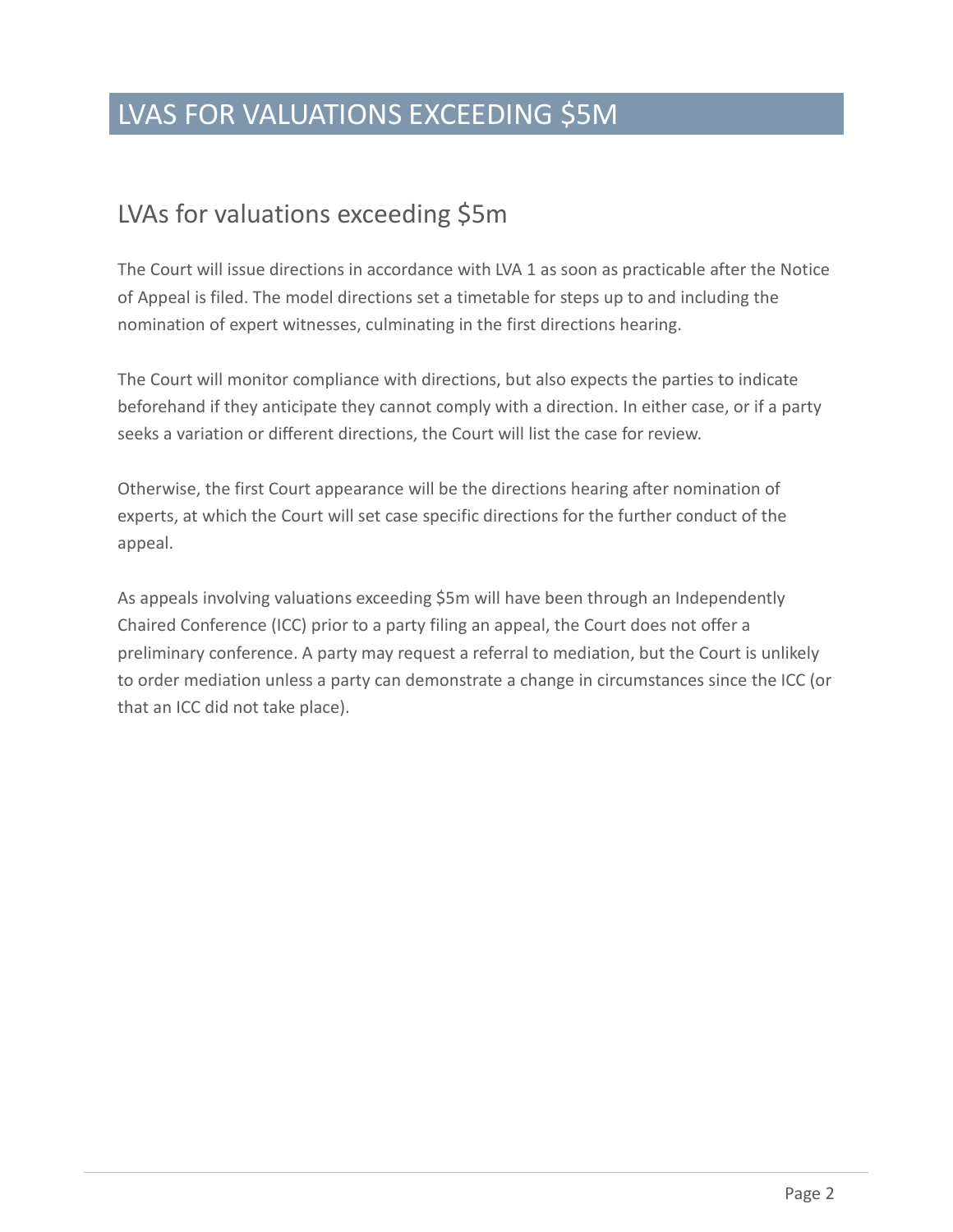# LVAS FOR VALUATIONS EXCEEDING $5M

## LVAs for valuations exceeding $5m

The Court will issue directions in accordance with LVA 1 as soon as practicable after the Notice of Appeal is filed. The model directions set a timetable for steps up to and including the nomination of expert witnesses, culminating in the first directions hearing.

The Court will monitor compliance with directions, but also expects the parties to indicate beforehand if they anticipate they cannot comply with a direction. In either case, or if a party seeks a variation or different directions, the Court will list the case for review.

Otherwise, the first Court appearance will be the directions hearing after nomination of experts, at which the Court will set case specific directions for the further conduct of the appeal.

As appeals involving valuations exceeding $5m will have been through an Independently Chaired Conference (ICC) prior to a party filing an appeal, the Court does not offer a preliminary conference. A party may request a referral to mediation, but the Court is unlikely to order mediation unless a party can demonstrate a change in circumstances since the ICC (or that an ICC did not take place).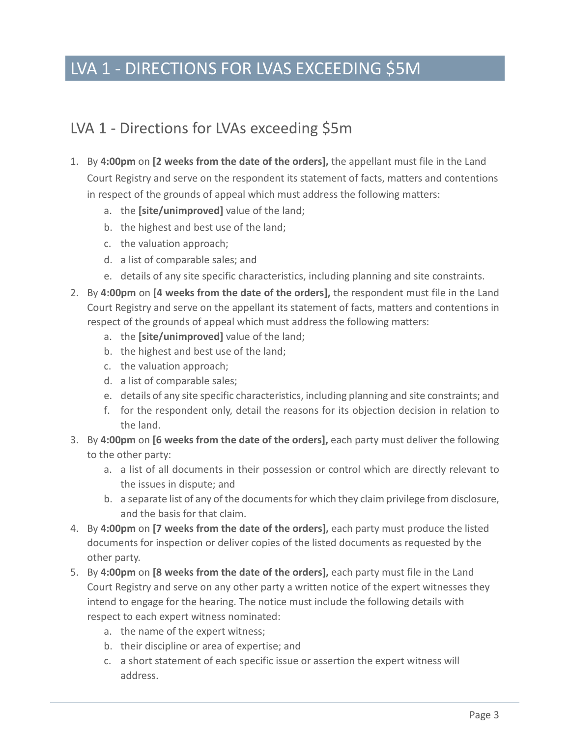# LVA 1 - DIRECTIONS FOR LVAS EXCEEDING $5M

## LVA 1 - Directions for LVAs exceeding $5m

1. By **4:00pm** on **[2 weeks from the date of the orders],** the appellant must file in the Land Court Registry and serve on the respondent its statement of facts, matters and contentions in respect of the grounds of appeal which must address the following matters:
   a. the **[site/unimproved]** value of the land;
   b. the highest and best use of the land;
   c. the valuation approach;
   d. a list of comparable sales; and
   e. details of any site specific characteristics, including planning and site constraints.
2. By **4:00pm** on **[4 weeks from the date of the orders],** the respondent must file in the Land Court Registry and serve on the appellant its statement of facts, matters and contentions in respect of the grounds of appeal which must address the following matters:
   a. the **[site/unimproved]** value of the land;
   b. the highest and best use of the land;
   c. the valuation approach;
   d. a list of comparable sales;
   e. details of any site specific characteristics, including planning and site constraints; and
   f. for the respondent only, detail the reasons for its objection decision in relation to the land.
3. By **4:00pm** on **[6 weeks from the date of the orders],** each party must deliver the following to the other party:
   a. a list of all documents in their possession or control which are directly relevant to the issues in dispute; and
   b. a separate list of any of the documents for which they claim privilege from disclosure, and the basis for that claim.
4. By **4:00pm** on **[7 weeks from the date of the orders],** each party must produce the listed documents for inspection or deliver copies of the listed documents as requested by the other party.
5. By **4:00pm** on **[8 weeks from the date of the orders],** each party must file in the Land Court Registry and serve on any other party a written notice of the expert witnesses they intend to engage for the hearing. The notice must include the following details with respect to each expert witness nominated:
   a. the name of the expert witness;
   b. their discipline or area of expertise; and
   c. a short statement of each specific issue or assertion the expert witness will address.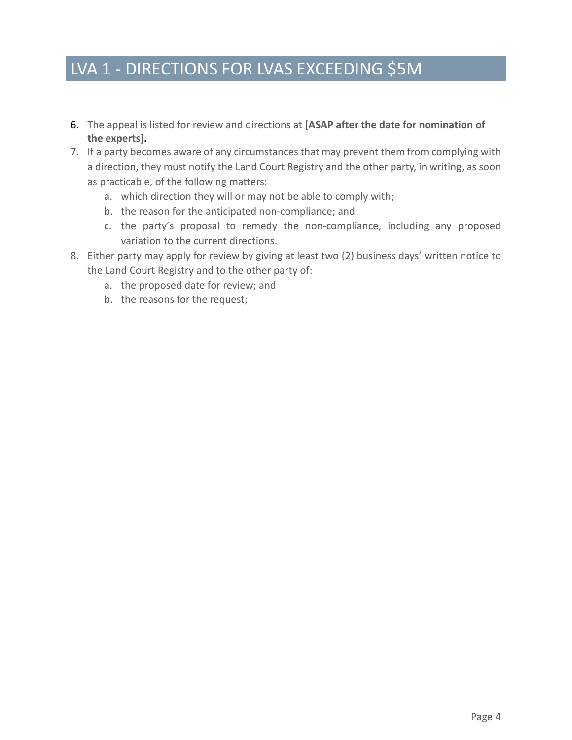# LVA 1 - DIRECTIONS FOR LVAS EXCEEDING $5M

6. The appeal is listed for review and directions at **[ASAP after the date for nomination of the experts].**
7. If a party becomes aware of any circumstances that may prevent them from complying with a direction, they must notify the Land Court Registry and the other party, in writing, as soon as practicable, of the following matters:
    a. which direction they will or may not be able to comply with;
    b. the reason for the anticipated non-compliance; and
    c. the party's proposal to remedy the non-compliance, including any proposed variation to the current directions.
8. Either party may apply for review by giving at least two (2) business days' written notice to the Land Court Registry and to the other party of:
    a. the proposed date for review; and
    b. the reasons for the request;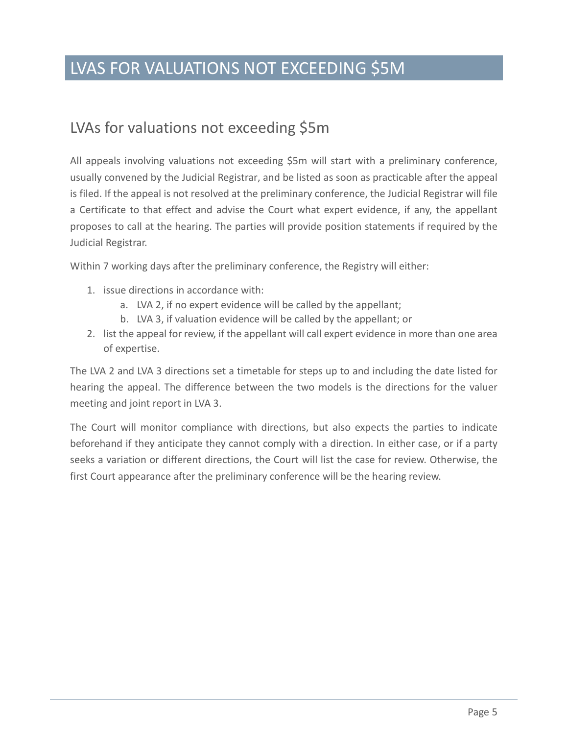# LVAS FOR VALUATIONS NOT EXCEEDING $5M

## LVAs for valuations not exceeding $5m

All appeals involving valuations not exceeding $5m will start with a preliminary conference, usually convened by the Judicial Registrar, and be listed as soon as practicable after the appeal is filed. If the appeal is not resolved at the preliminary conference, the Judicial Registrar will file a Certificate to that effect and advise the Court what expert evidence, if any, the appellant proposes to call at the hearing. The parties will provide position statements if required by the Judicial Registrar.

Within 7 working days after the preliminary conference, the Registry will either:

1. issue directions in accordance with:
   a. LVA 2, if no expert evidence will be called by the appellant;
   b. LVA 3, if valuation evidence will be called by the appellant; or
2. list the appeal for review, if the appellant will call expert evidence in more than one area of expertise.

The LVA 2 and LVA 3 directions set a timetable for steps up to and including the date listed for hearing the appeal. The difference between the two models is the directions for the valuer meeting and joint report in LVA 3.

The Court will monitor compliance with directions, but also expects the parties to indicate beforehand if they anticipate they cannot comply with a direction. In either case, or if a party seeks a variation or different directions, the Court will list the case for review. Otherwise, the first Court appearance after the preliminary conference will be the hearing review.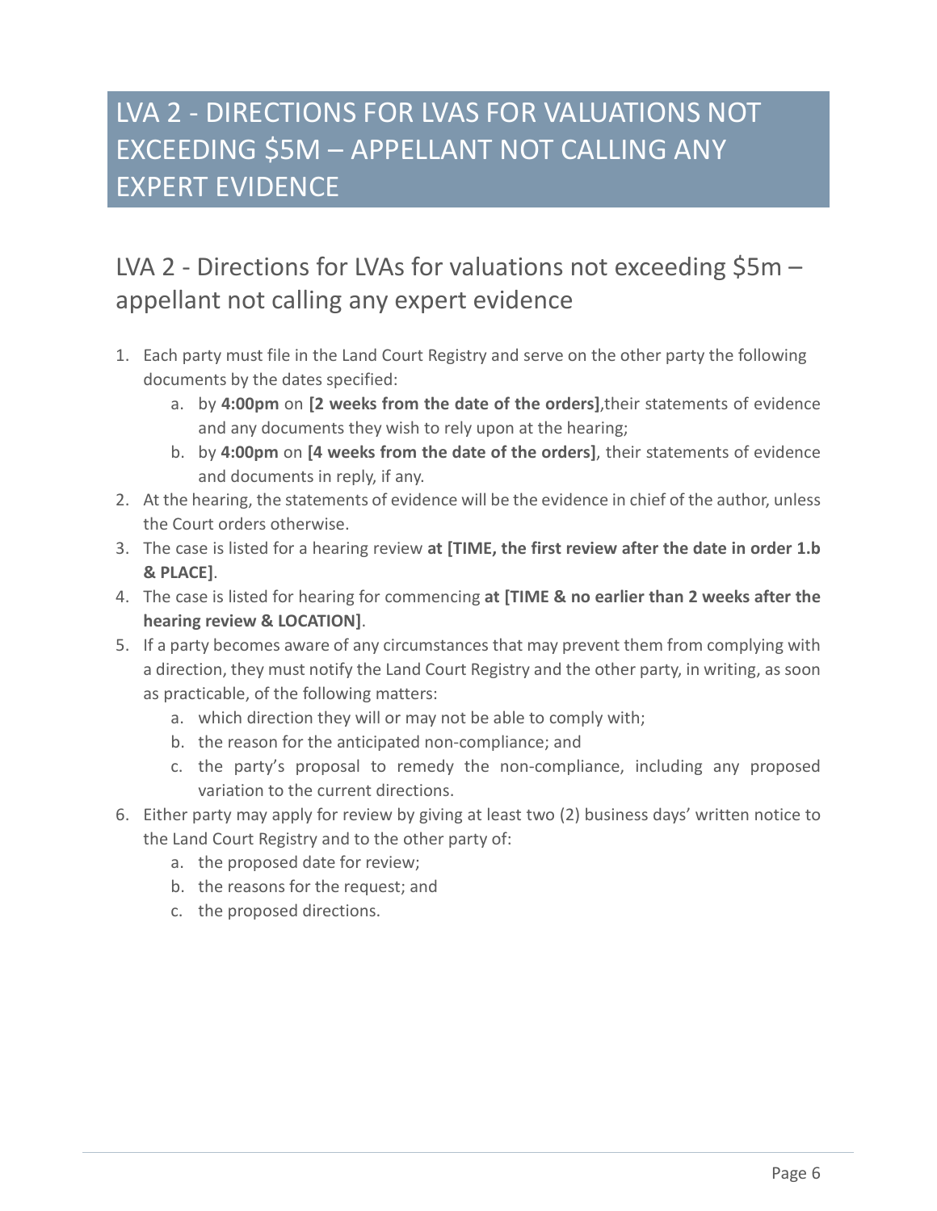# LVA 2 - DIRECTIONS FOR LVAS FOR VALUATIONS NOT EXCEEDING $5M – APPELLANT NOT CALLING ANY EXPERT EVIDENCE

## LVA 2 - Directions for LVAs for valuations not exceeding $5m – appellant not calling any expert evidence

1. Each party must file in the Land Court Registry and serve on the other party the following documents by the dates specified:
   a. by **4:00pm** on **[2 weeks from the date of the orders]**,their statements of evidence and any documents they wish to rely upon at the hearing;
   b. by **4:00pm** on **[4 weeks from the date of the orders]**, their statements of evidence and documents in reply, if any.
2. At the hearing, the statements of evidence will be the evidence in chief of the author, unless the Court orders otherwise.
3. The case is listed for a hearing review **at [TIME, the first review after the date in order 1.b & PLACE]**.
4. The case is listed for hearing for commencing **at [TIME & no earlier than 2 weeks after the hearing review & LOCATION]**.
5. If a party becomes aware of any circumstances that may prevent them from complying with a direction, they must notify the Land Court Registry and the other party, in writing, as soon as practicable, of the following matters:
   a. which direction they will or may not be able to comply with;
   b. the reason for the anticipated non-compliance; and
   c. the party's proposal to remedy the non-compliance, including any proposed variation to the current directions.
6. Either party may apply for review by giving at least two (2) business days' written notice to the Land Court Registry and to the other party of:
   a. the proposed date for review;
   b. the reasons for the request; and
   c. the proposed directions.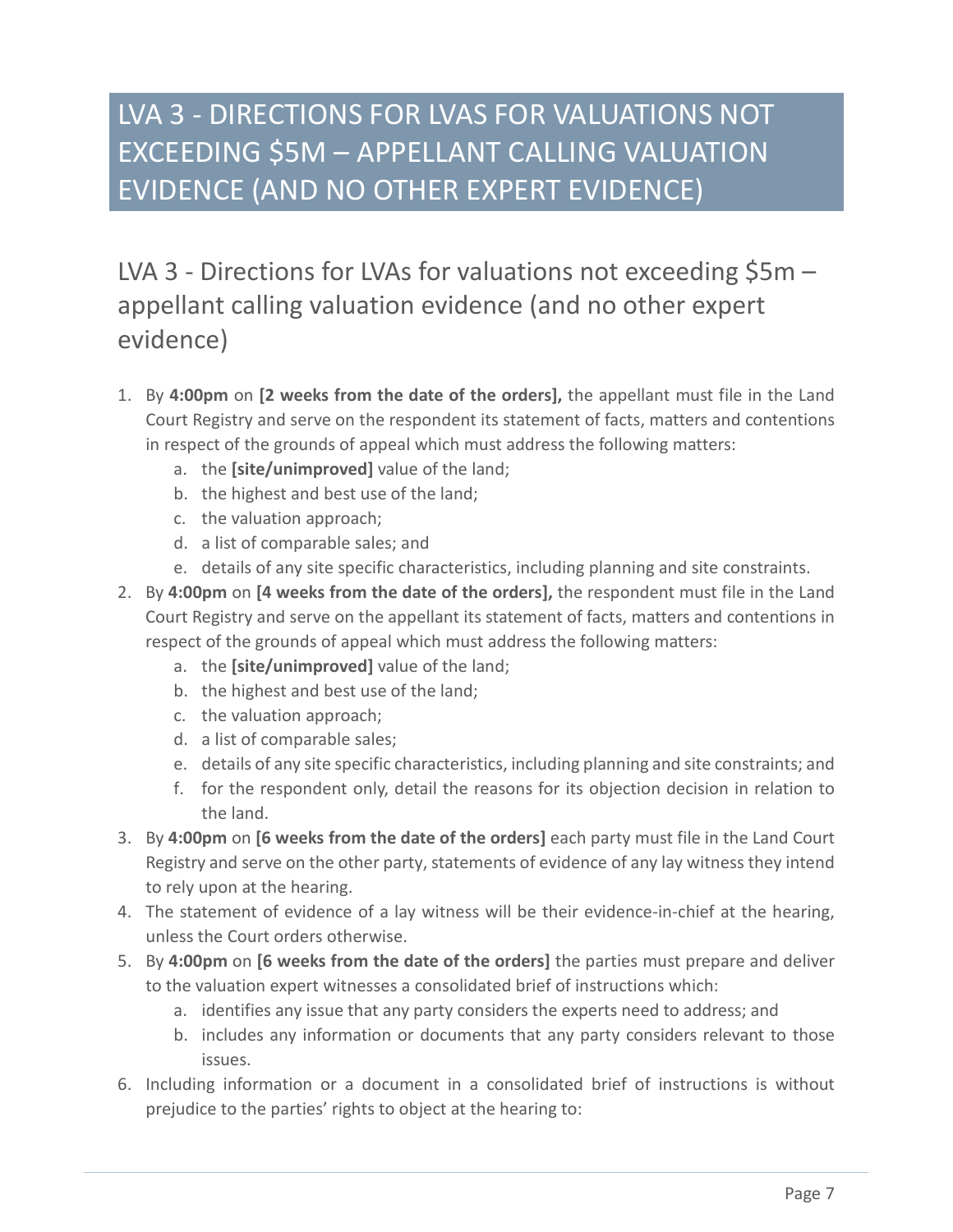# LVA 3 - DIRECTIONS FOR LVAS FOR VALUATIONS NOT EXCEEDING $5M – APPELLANT CALLING VALUATION EVIDENCE (AND NO OTHER EXPERT EVIDENCE)

## LVA 3 - Directions for LVAs for valuations not exceeding $5m – appellant calling valuation evidence (and no other expert evidence)

1. By **4:00pm** on **[2 weeks from the date of the orders],** the appellant must file in the Land Court Registry and serve on the respondent its statement of facts, matters and contentions in respect of the grounds of appeal which must address the following matters:
   a. the **[site/unimproved]** value of the land;
   b. the highest and best use of the land;
   c. the valuation approach;
   d. a list of comparable sales; and
   e. details of any site specific characteristics, including planning and site constraints.
2. By **4:00pm** on **[4 weeks from the date of the orders],** the respondent must file in the Land Court Registry and serve on the appellant its statement of facts, matters and contentions in respect of the grounds of appeal which must address the following matters:
   a. the **[site/unimproved]** value of the land;
   b. the highest and best use of the land;
   c. the valuation approach;
   d. a list of comparable sales;
   e. details of any site specific characteristics, including planning and site constraints; and
   f. for the respondent only, detail the reasons for its objection decision in relation to the land.
3. By **4:00pm** on **[6 weeks from the date of the orders]** each party must file in the Land Court Registry and serve on the other party, statements of evidence of any lay witness they intend to rely upon at the hearing.
4. The statement of evidence of a lay witness will be their evidence-in-chief at the hearing, unless the Court orders otherwise.
5. By **4:00pm** on **[6 weeks from the date of the orders]** the parties must prepare and deliver to the valuation expert witnesses a consolidated brief of instructions which:
   a. identifies any issue that any party considers the experts need to address; and
   b. includes any information or documents that any party considers relevant to those issues.
6. Including information or a document in a consolidated brief of instructions is without prejudice to the parties' rights to object at the hearing to: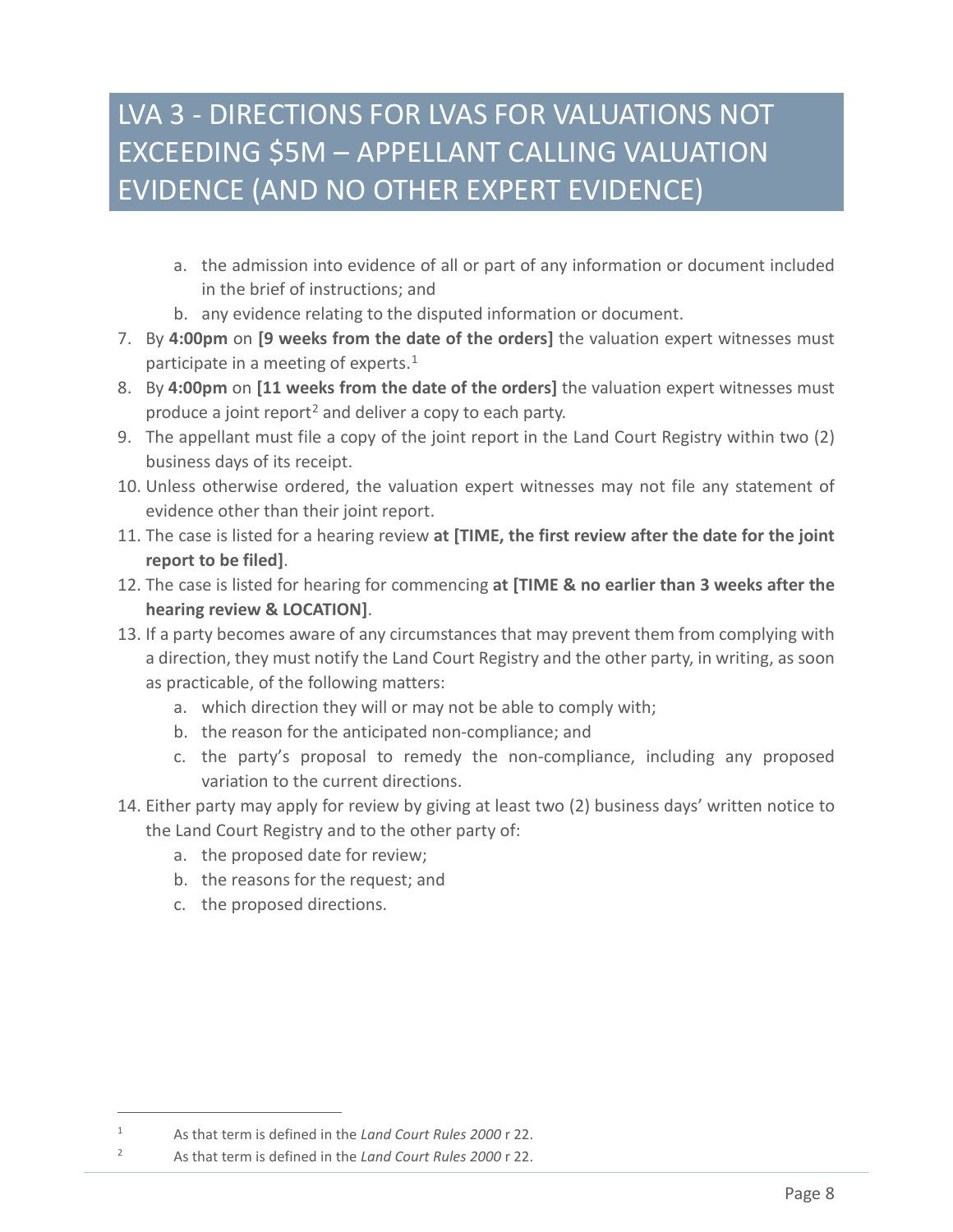# LVA 3 - DIRECTIONS FOR LVAS FOR VALUATIONS NOT EXCEEDING $5M – APPELLANT CALLING VALUATION EVIDENCE (AND NO OTHER EXPERT EVIDENCE)

a. the admission into evidence of all or part of any information or document included in the brief of instructions; and

b. any evidence relating to the disputed information or document.

7. By **4:00pm** on **[9 weeks from the date of the orders]** the valuation expert witnesses must participate in a meeting of experts.[1]
8. By **4:00pm** on **[11 weeks from the date of the orders]** the valuation expert witnesses must produce a joint report[2] and deliver a copy to each party.
9. The appellant must file a copy of the joint report in the Land Court Registry within two (2) business days of its receipt.
10. Unless otherwise ordered, the valuation expert witnesses may not file any statement of evidence other than their joint report.
11. The case is listed for a hearing review **at [TIME, the first review after the date for the joint report to be filed]**.
12. The case is listed for hearing for commencing **at [TIME & no earlier than 3 weeks after the hearing review & LOCATION]**.
13. If a party becomes aware of any circumstances that may prevent them from complying with a direction, they must notify the Land Court Registry and the other party, in writing, as soon as practicable, of the following matters:
    a. which direction they will or may not be able to comply with;
    b. the reason for the anticipated non-compliance; and
    c. the party's proposal to remedy the non-compliance, including any proposed variation to the current directions.
14. Either party may apply for review by giving at least two (2) business days' written notice to the Land Court Registry and to the other party of:
    a. the proposed date for review;
    b. the reasons for the request; and
    c. the proposed directions.

---

[1] As that term is defined in the *Land Court Rules 2000* r 22.

[2] As that term is defined in the *Land Court Rules 2000* r 22.